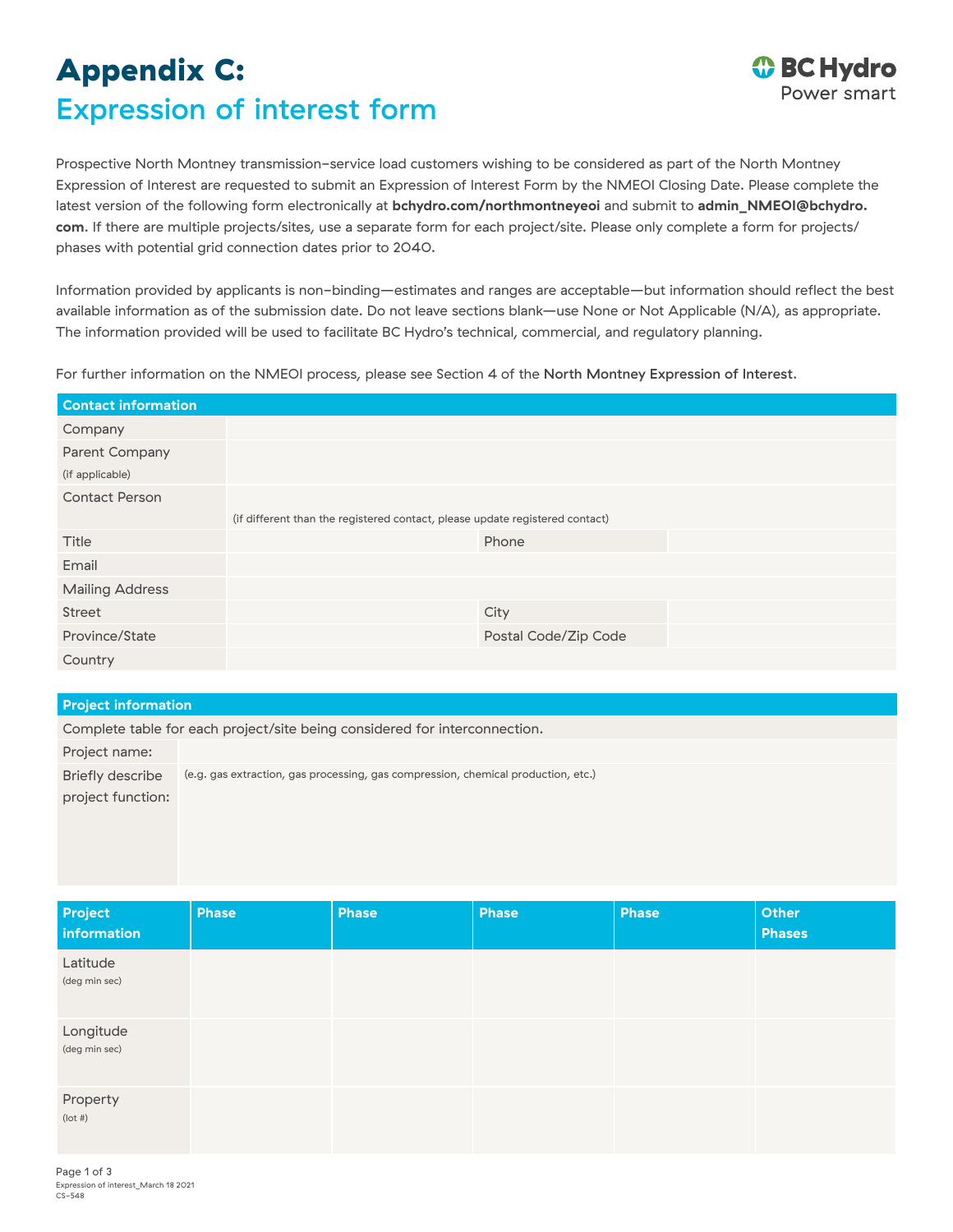# Appendix C:

## Expression of interest form

Prospective North Montney transmission-service load customers wishing to be considered as part of the North Montney Expression of Interest are requested to submit an Expression of Interest Form by the NMEOI Closing Date. Please complete the latest version of the following form electronically at **bchydro.com/northmontneyeoi** and submit to **admin_NMEOI@bchydro.com**. If there are multiple projects/sites, use a separate form for each project/site. Please only complete a form for projects/phases with potential grid connection dates prior to 2040.

Information provided by applicants is non-binding—estimates and ranges are acceptable—but information should reflect the best available information as of the submission date. Do not leave sections blank—use None or Not Applicable (N/A), as appropriate. The information provided will be used to facilitate BC Hydro's technical, commercial, and regulatory planning.

For further information on the NMEOI process, please see Section 4 of the North Montney Expression of Interest.

| Contact information | | | |
|---|---|---|---|
| Company | | | |
| Parent Company (if applicable) | | | |
| Contact Person | (if different than the registered contact, please update registered contact) | | |
| Title | | Phone | |
| Email | | | |
| Mailing Address | | | |
| Street | | City | |
| Province/State | | Postal Code/Zip Code | |
| Country | | | |

| Project information | |
|---|---|
| Complete table for each project/site being considered for interconnection. | |
| Project name: | |
| Briefly describe project function: | (e.g. gas extraction, gas processing, gas compression, chemical production, etc.) |

| Project information | Phase | Phase | Phase | Phase | Other Phases |
|---|---|---|---|---|---|
| Latitude (deg min sec) | | | | | |
| Longitude (deg min sec) | | | | | |
| Property (lot #) | | | | | |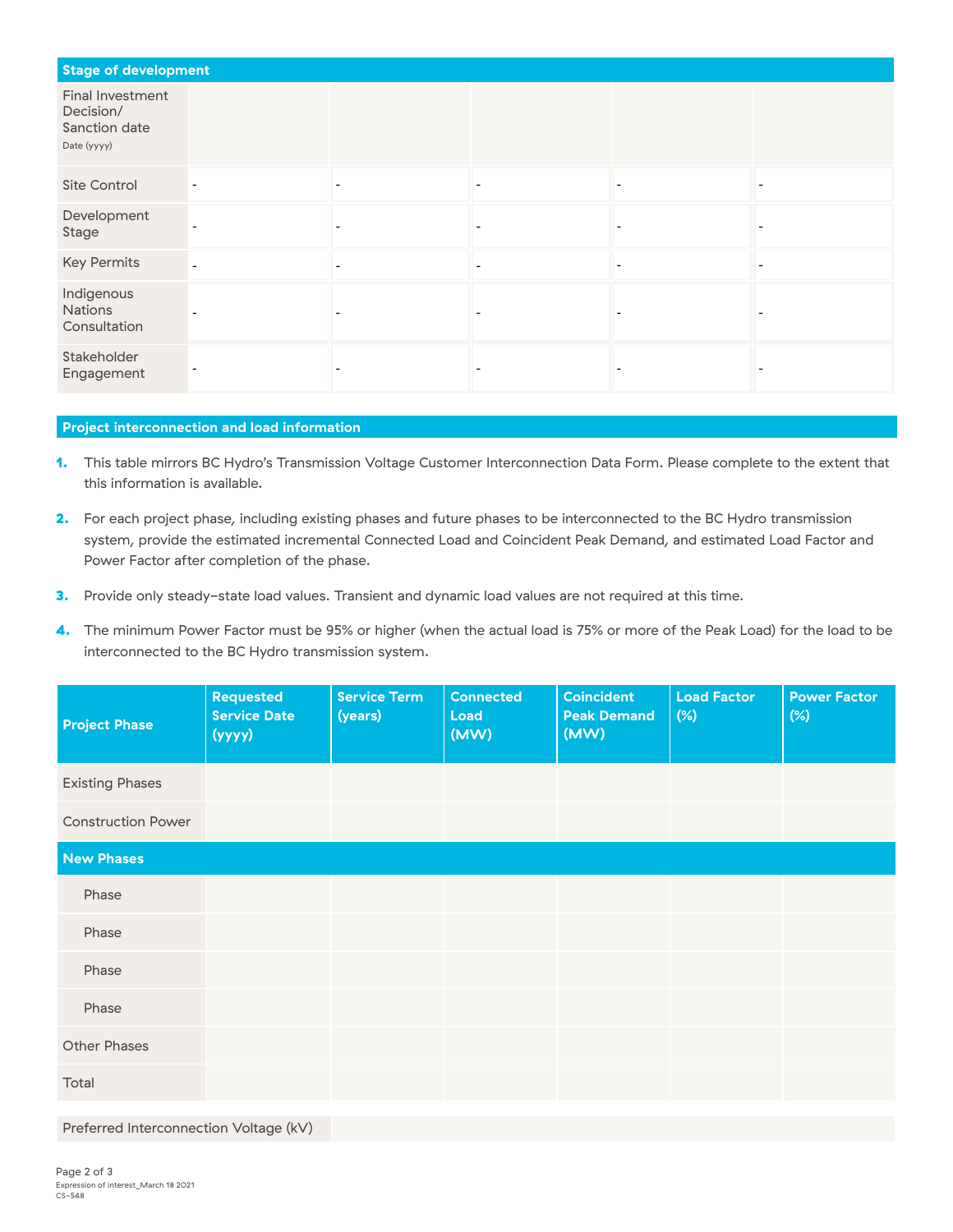| Stage of development | | | | | |
|---|---|---|---|---|---|
| Final Investment Decision/ Sanction date<br>Date (yyyy) | | | | | |
| Site Control | - | - | - | - | - |
| Development Stage | - | - | - | - | - |
| Key Permits | - | - | - | - | - |
| Indigenous Nations Consultation | - | - | - | - | - |
| Stakeholder Engagement | - | - | - | - | - |

## Project interconnection and load information

1. This table mirrors BC Hydro's Transmission Voltage Customer Interconnection Data Form. Please complete to the extent that this information is available.
2. For each project phase, including existing phases and future phases to be interconnected to the BC Hydro transmission system, provide the estimated incremental Connected Load and Coincident Peak Demand, and estimated Load Factor and Power Factor after completion of the phase.
3. Provide only steady-state load values. Transient and dynamic load values are not required at this time.
4. The minimum Power Factor must be 95% or higher (when the actual load is 75% or more of the Peak Load) for the load to be interconnected to the BC Hydro transmission system.

| Project Phase | Requested Service Date (yyyy) | Service Term (years) | Connected Load (MW) | Coincident Peak Demand (MW) | Load Factor (%) | Power Factor (%) |
|---|---|---|---|---|---|---|
| Existing Phases | | | | | | |
| Construction Power | | | | | | |
| **New Phases** | | | | | | |
| Phase | | | | | | |
| Phase | | | | | | |
| Phase | | | | | | |
| Phase | | | | | | |
| Other Phases | | | | | | |
| Total | | | | | | |

| Preferred Interconnection Voltage (kV) | |
|---|---|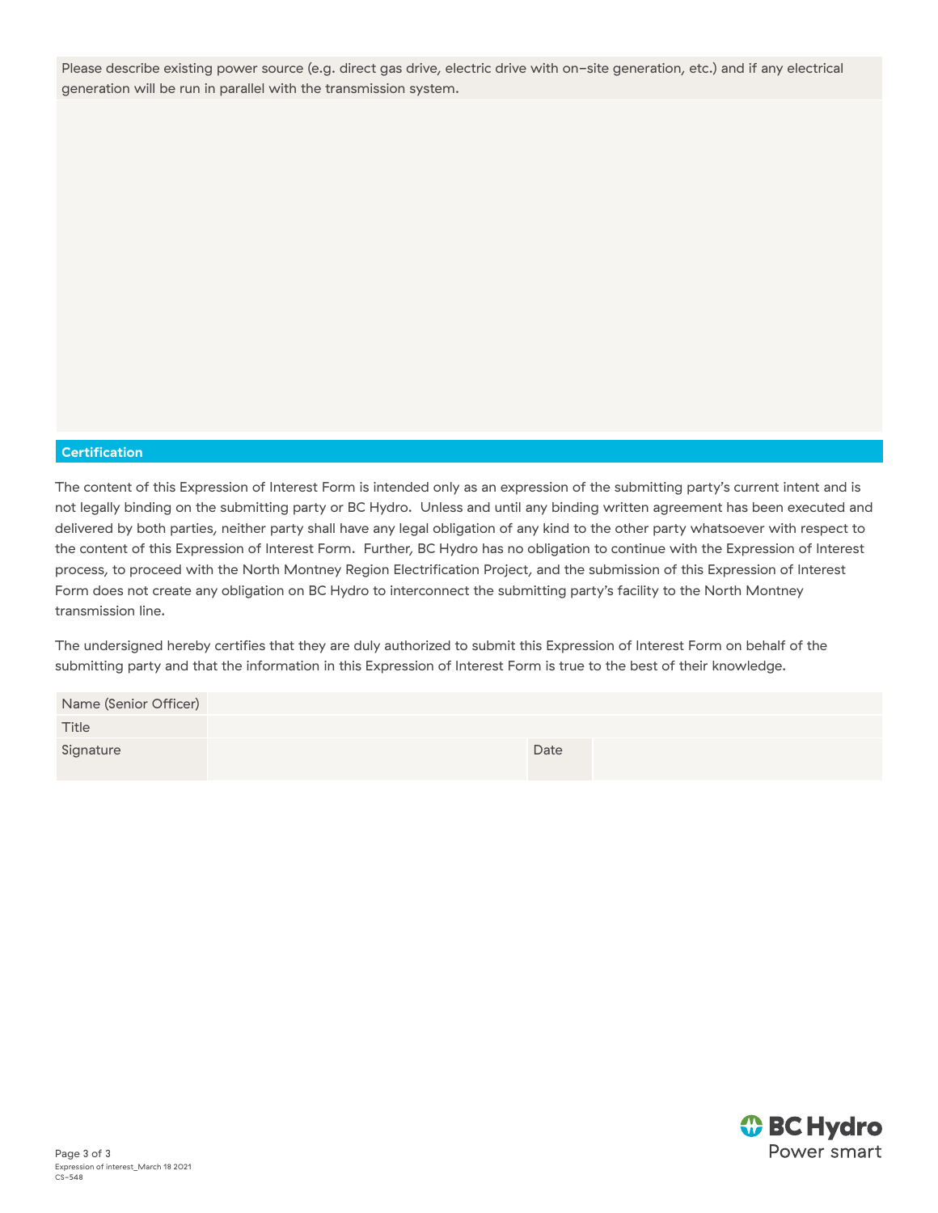Please describe existing power source (e.g. direct gas drive, electric drive with on-site generation, etc.) and if any electrical generation will be run in parallel with the transmission system.

## Certification

The content of this Expression of Interest Form is intended only as an expression of the submitting party's current intent and is not legally binding on the submitting party or BC Hydro. Unless and until any binding written agreement has been executed and delivered by both parties, neither party shall have any legal obligation of any kind to the other party whatsoever with respect to the content of this Expression of Interest Form. Further, BC Hydro has no obligation to continue with the Expression of Interest process, to proceed with the North Montney Region Electrification Project, and the submission of this Expression of Interest Form does not create any obligation on BC Hydro to interconnect the submitting party's facility to the North Montney transmission line.

The undersigned hereby certifies that they are duly authorized to submit this Expression of Interest Form on behalf of the submitting party and that the information in this Expression of Interest Form is true to the best of their knowledge.

| | | | |
|---|---|---|---|
| Name (Senior Officer) | | | |
| Title | | | |
| Signature | | Date | |

Expression of interest_March 18 2021
CS-548